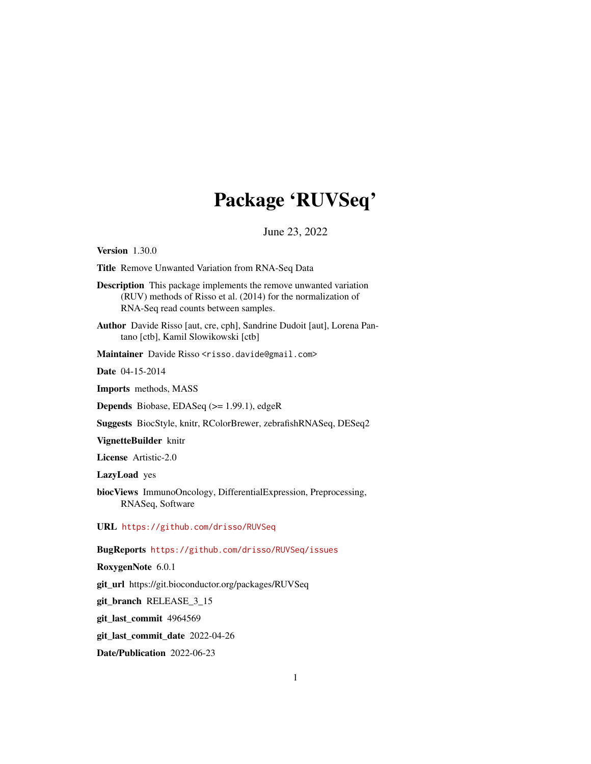# Package 'RUVSeq'

June 23, 2022

**Version** 1.30.0

**Title** Remove Unwanted Variation from RNA-Seq Data

**Description** This package implements the remove unwanted variation (RUV) methods of Risso et al. (2014) for the normalization of RNA-Seq read counts between samples.

**Author** Davide Risso [aut, cre, cph], Sandrine Dudoit [aut], Lorena Pantano [ctb], Kamil Slowikowski [ctb]

**Maintainer** Davide Risso <risso.davide@gmail.com>

**Date** 04-15-2014

**Imports** methods, MASS

**Depends** Biobase, EDASeq (>= 1.99.1), edgeR

**Suggests** BiocStyle, knitr, RColorBrewer, zebrafishRNASeq, DESeq2

**VignetteBuilder** knitr

**License** Artistic-2.0

**LazyLoad** yes

**biocViews** ImmunoOncology, DifferentialExpression, Preprocessing, RNASeq, Software

**URL** https://github.com/drisso/RUVSeq

**BugReports** https://github.com/drisso/RUVSeq/issues

**RoxygenNote** 6.0.1

**git_url** https://git.bioconductor.org/packages/RUVSeq

**git_branch** RELEASE_3_15

**git_last_commit** 4964569

**git_last_commit_date** 2022-04-26

**Date/Publication** 2022-06-23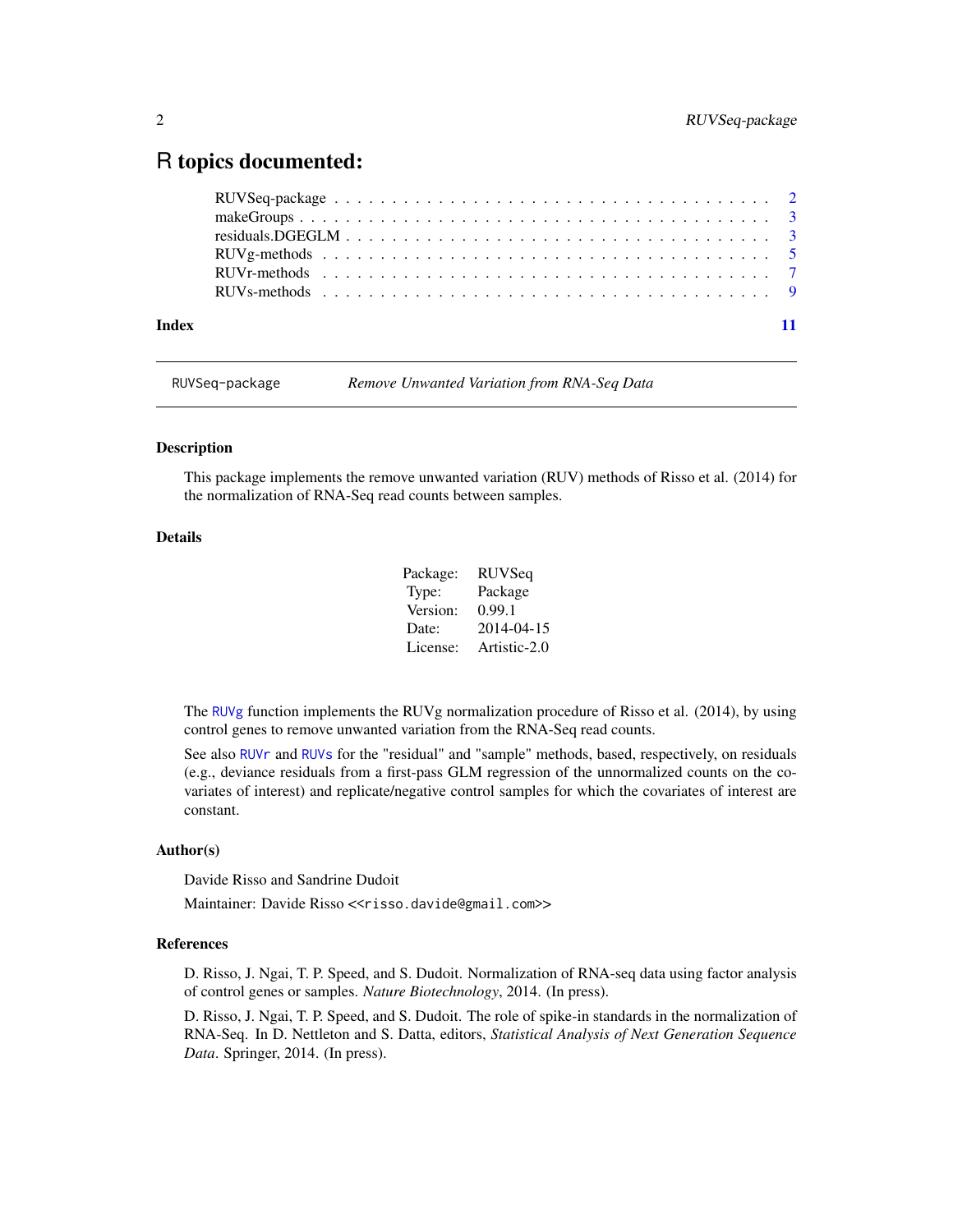# R topics documented:

- RUVSeq-package . . . . . . . . . . . . . . . . . . . . . . . . . . . . . . . . . 2
- makeGroups . . . . . . . . . . . . . . . . . . . . . . . . . . . . . . . . . . . 3
- residuals.DGEGLM . . . . . . . . . . . . . . . . . . . . . . . . . . . . . . . . 3
- RUVg-methods . . . . . . . . . . . . . . . . . . . . . . . . . . . . . . . . . . 5
- RUVr-methods . . . . . . . . . . . . . . . . . . . . . . . . . . . . . . . . . . 7
- RUVs-methods . . . . . . . . . . . . . . . . . . . . . . . . . . . . . . . . . . 9

**Index** **11**

---

`RUVSeq-package` *Remove Unwanted Variation from RNA-Seq Data*

---

### Description

This package implements the remove unwanted variation (RUV) methods of Risso et al. (2014) for the normalization of RNA-Seq read counts between samples.

### Details

| | |
|---|---|
| Package: | RUVSeq |
| Type: | Package |
| Version: | 0.99.1 |
| Date: | 2014-04-15 |
| License: | Artistic-2.0 |

The `RUVg` function implements the RUVg normalization procedure of Risso et al. (2014), by using control genes to remove unwanted variation from the RNA-Seq read counts.

See also `RUVr` and `RUVs` for the "residual" and "sample" methods, based, respectively, on residuals (e.g., deviance residuals from a first-pass GLM regression of the unnormalized counts on the covariates of interest) and replicate/negative control samples for which the covariates of interest are constant.

### Author(s)

Davide Risso and Sandrine Dudoit

Maintainer: Davide Risso <<risso.davide@gmail.com>>

### References

D. Risso, J. Ngai, T. P. Speed, and S. Dudoit. Normalization of RNA-seq data using factor analysis of control genes or samples. *Nature Biotechnology*, 2014. (In press).

D. Risso, J. Ngai, T. P. Speed, and S. Dudoit. The role of spike-in standards in the normalization of RNA-Seq. In D. Nettleton and S. Datta, editors, *Statistical Analysis of Next Generation Sequence Data*. Springer, 2014. (In press).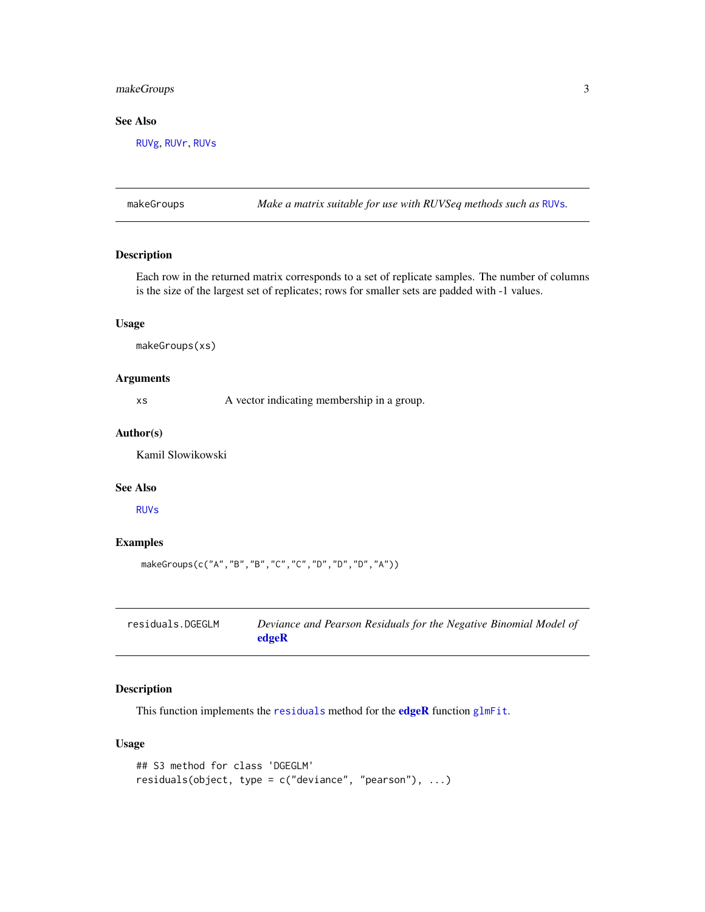## See Also

RUVg, RUVr, RUVs

---

## makeGroups — *Make a matrix suitable for use with RUVSeq methods such as* RUVs.

### Description

Each row in the returned matrix corresponds to a set of replicate samples. The number of columns is the size of the largest set of replicates; rows for smaller sets are padded with -1 values.

### Usage

```
makeGroups(xs)
```

### Arguments

| | |
|---|---|
| xs | A vector indicating membership in a group. |

### Author(s)

Kamil Slowikowski

### See Also

RUVs

### Examples

```
makeGroups(c("A","B","B","C","C","D","D","D","A"))
```

---

## residuals.DGEGLM — *Deviance and Pearson Residuals for the Negative Binomial Model of* **edgeR**

### Description

This function implements the `residuals` method for the **edgeR** function `glmFit`.

### Usage

```
## S3 method for class 'DGEGLM'
residuals(object, type = c("deviance", "pearson"), ...)
```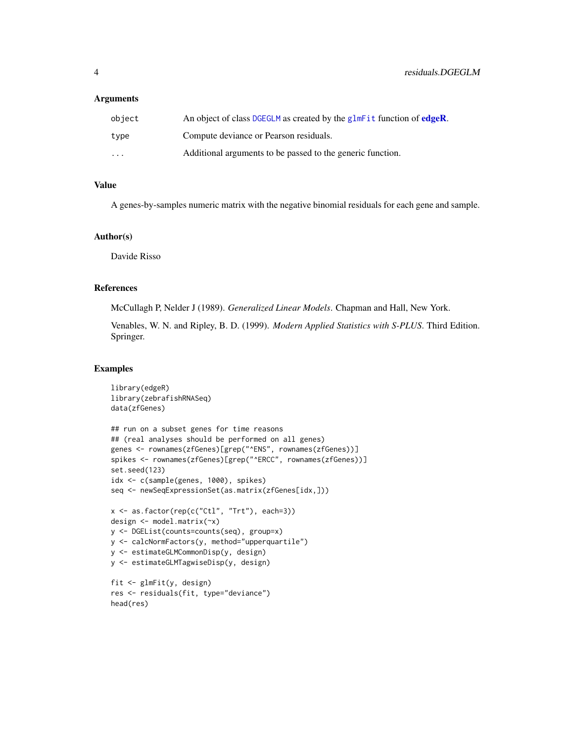### Arguments

| | |
|---|---|
| object | An object of class DGEGLM as created by the glmFit function of **edgeR**. |
| type | Compute deviance or Pearson residuals. |
| ... | Additional arguments to be passed to the generic function. |

### Value

A genes-by-samples numeric matrix with the negative binomial residuals for each gene and sample.

### Author(s)

Davide Risso

### References

McCullagh P, Nelder J (1989). *Generalized Linear Models*. Chapman and Hall, New York.

Venables, W. N. and Ripley, B. D. (1999). *Modern Applied Statistics with S-PLUS*. Third Edition. Springer.

### Examples

```
library(edgeR)
library(zebrafishRNASeq)
data(zfGenes)

## run on a subset genes for time reasons
## (real analyses should be performed on all genes)
genes <- rownames(zfGenes)[grep("^ENS", rownames(zfGenes))]
spikes <- rownames(zfGenes)[grep("^ERCC", rownames(zfGenes))]
set.seed(123)
idx <- c(sample(genes, 1000), spikes)
seq <- newSeqExpressionSet(as.matrix(zfGenes[idx,]))

x <- as.factor(rep(c("Ctl", "Trt"), each=3))
design <- model.matrix(~x)
y <- DGEList(counts=counts(seq), group=x)
y <- calcNormFactors(y, method="upperquartile")
y <- estimateGLMCommonDisp(y, design)
y <- estimateGLMTagwiseDisp(y, design)

fit <- glmFit(y, design)
res <- residuals(fit, type="deviance")
head(res)
```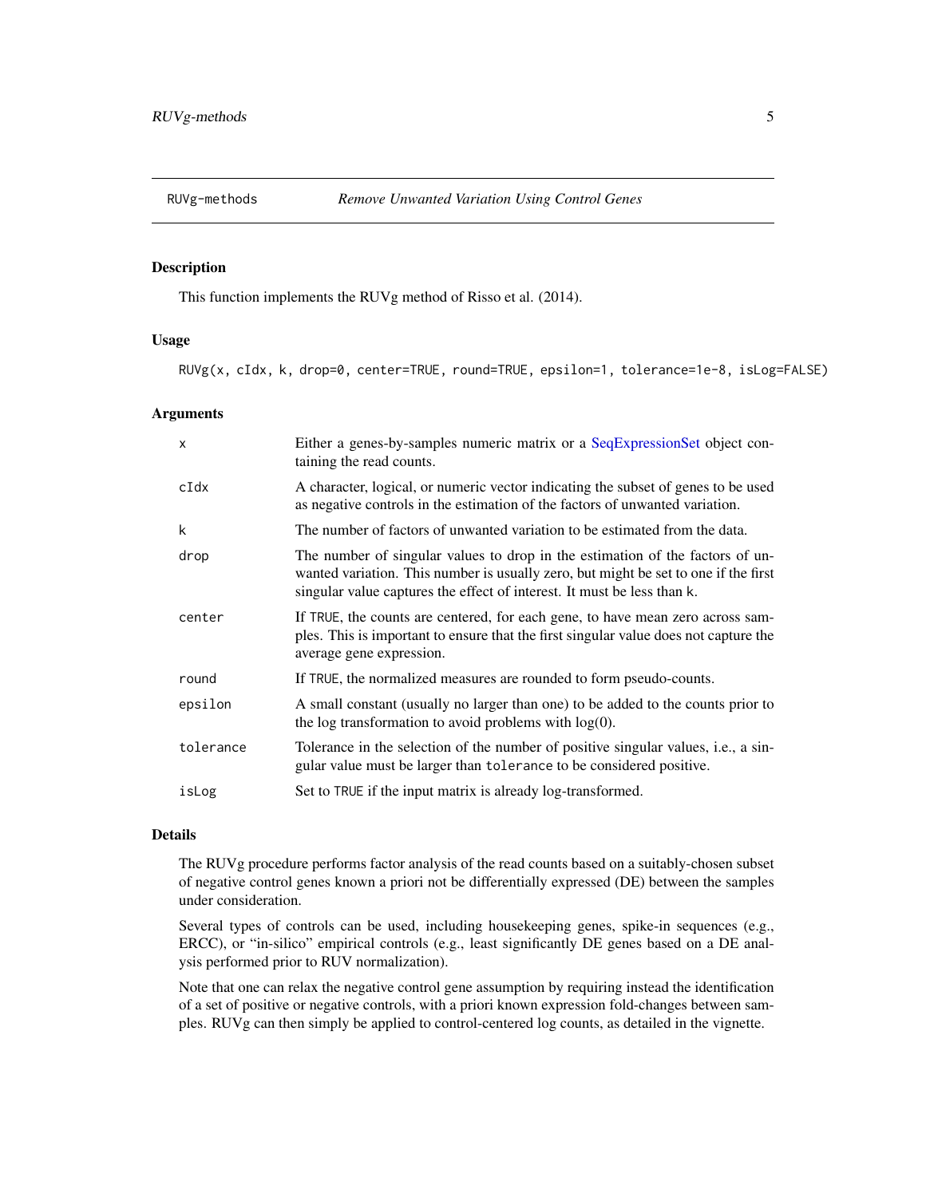# RUVg-methods — *Remove Unwanted Variation Using Control Genes*

## Description

This function implements the RUVg method of Risso et al. (2014).

## Usage

```
RUVg(x, cIdx, k, drop=0, center=TRUE, round=TRUE, epsilon=1, tolerance=1e-8, isLog=FALSE)
```

## Arguments

| Argument | Description |
|---|---|
| `x` | Either a genes-by-samples numeric matrix or a SeqExpressionSet object containing the read counts. |
| `cIdx` | A character, logical, or numeric vector indicating the subset of genes to be used as negative controls in the estimation of the factors of unwanted variation. |
| `k` | The number of factors of unwanted variation to be estimated from the data. |
| `drop` | The number of singular values to drop in the estimation of the factors of unwanted variation. This number is usually zero, but might be set to one if the first singular value captures the effect of interest. It must be less than `k`. |
| `center` | If `TRUE`, the counts are centered, for each gene, to have mean zero across samples. This is important to ensure that the first singular value does not capture the average gene expression. |
| `round` | If `TRUE`, the normalized measures are rounded to form pseudo-counts. |
| `epsilon` | A small constant (usually no larger than one) to be added to the counts prior to the log transformation to avoid problems with log(0). |
| `tolerance` | Tolerance in the selection of the number of positive singular values, i.e., a singular value must be larger than `tolerance` to be considered positive. |
| `isLog` | Set to `TRUE` if the input matrix is already log-transformed. |

## Details

The RUVg procedure performs factor analysis of the read counts based on a suitably-chosen subset of negative control genes known a priori not be differentially expressed (DE) between the samples under consideration.

Several types of controls can be used, including housekeeping genes, spike-in sequences (e.g., ERCC), or "in-silico" empirical controls (e.g., least significantly DE genes based on a DE analysis performed prior to RUV normalization).

Note that one can relax the negative control gene assumption by requiring instead the identification of a set of positive or negative controls, with a priori known expression fold-changes between samples. RUVg can then simply be applied to control-centered log counts, as detailed in the vignette.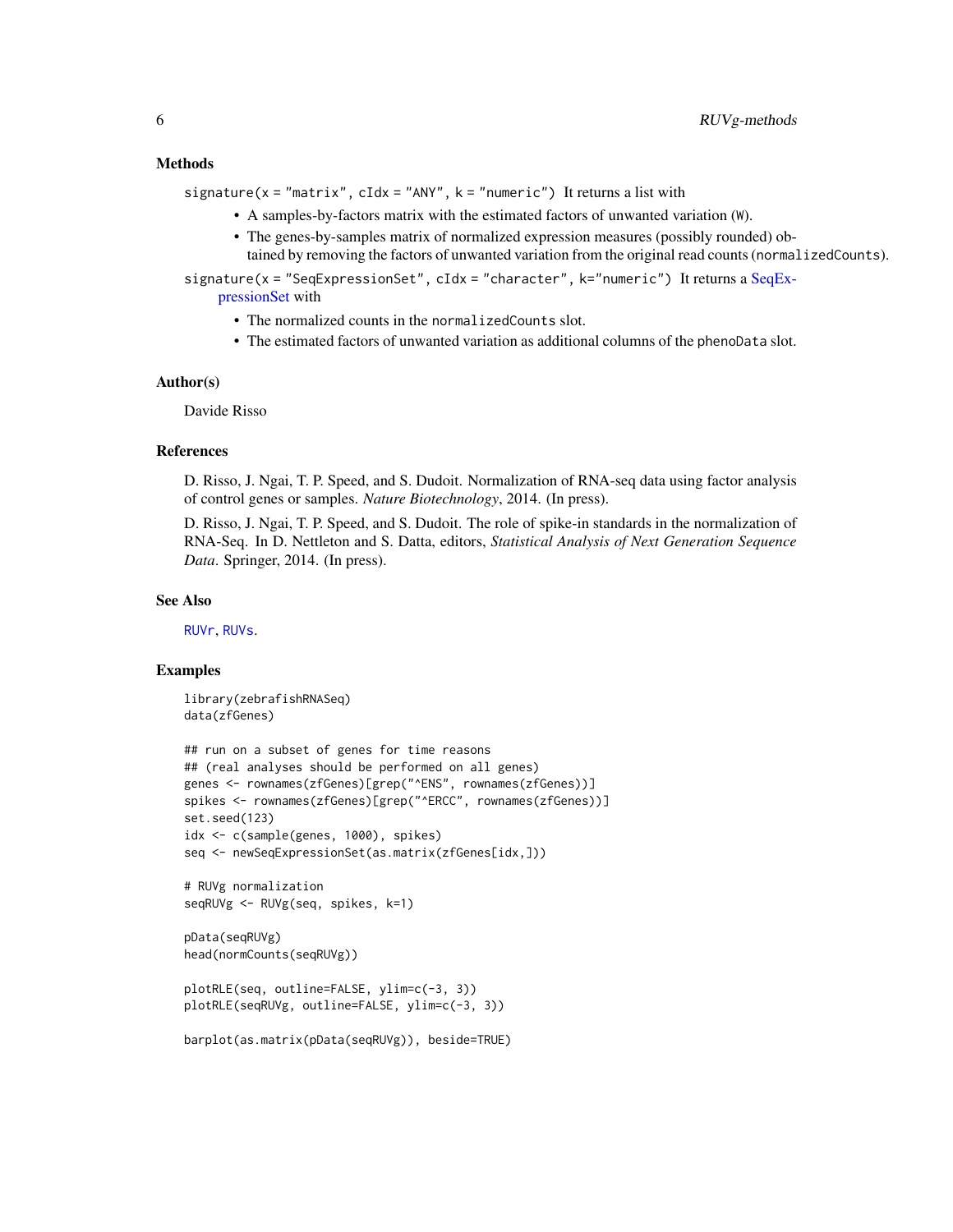## Methods

`signature(x = "matrix", cIdx = "ANY", k = "numeric")` It returns a list with

- A samples-by-factors matrix with the estimated factors of unwanted variation (`W`).
- The genes-by-samples matrix of normalized expression measures (possibly rounded) obtained by removing the factors of unwanted variation from the original read counts (`normalizedCounts`).

`signature(x = "SeqExpressionSet", cIdx = "character", k="numeric")` It returns a SeqExpressionSet with

- The normalized counts in the `normalizedCounts` slot.
- The estimated factors of unwanted variation as additional columns of the `phenoData` slot.

## Author(s)

Davide Risso

## References

D. Risso, J. Ngai, T. P. Speed, and S. Dudoit. Normalization of RNA-seq data using factor analysis of control genes or samples. *Nature Biotechnology*, 2014. (In press).

D. Risso, J. Ngai, T. P. Speed, and S. Dudoit. The role of spike-in standards in the normalization of RNA-Seq. In D. Nettleton and S. Datta, editors, *Statistical Analysis of Next Generation Sequence Data*. Springer, 2014. (In press).

## See Also

`RUVr`, `RUVs`.

## Examples

```
library(zebrafishRNASeq)
data(zfGenes)

## run on a subset of genes for time reasons
## (real analyses should be performed on all genes)
genes <- rownames(zfGenes)[grep("^ENS", rownames(zfGenes))]
spikes <- rownames(zfGenes)[grep("^ERCC", rownames(zfGenes))]
set.seed(123)
idx <- c(sample(genes, 1000), spikes)
seq <- newSeqExpressionSet(as.matrix(zfGenes[idx,]))

# RUVg normalization
seqRUVg <- RUVg(seq, spikes, k=1)

pData(seqRUVg)
head(normCounts(seqRUVg))

plotRLE(seq, outline=FALSE, ylim=c(-3, 3))
plotRLE(seqRUVg, outline=FALSE, ylim=c(-3, 3))

barplot(as.matrix(pData(seqRUVg)), beside=TRUE)
```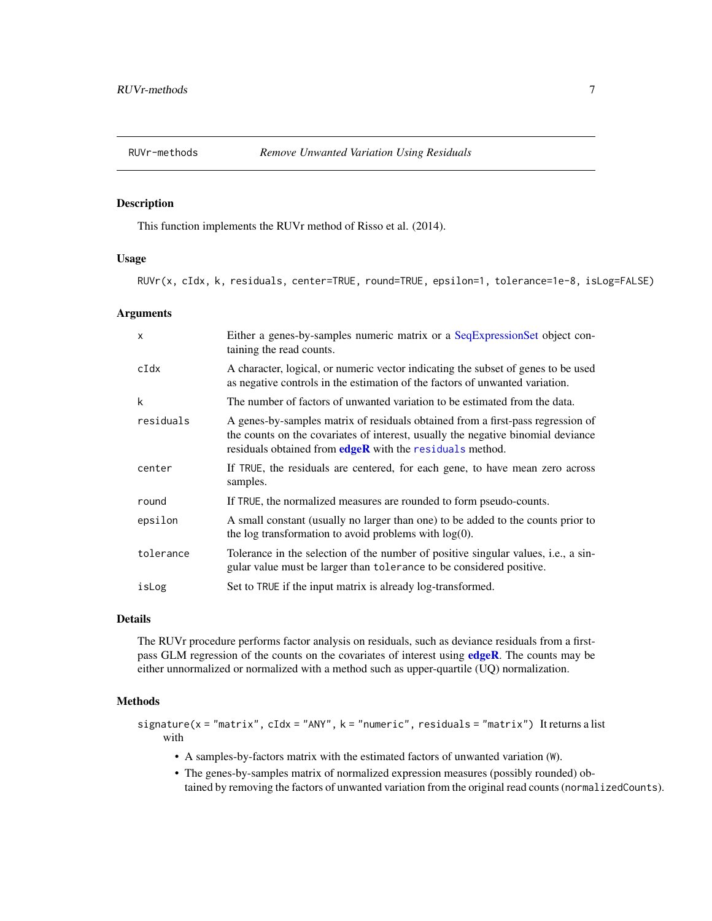## RUVr-methods *Remove Unwanted Variation Using Residuals*

### Description

This function implements the RUVr method of Risso et al. (2014).

### Usage

```
RUVr(x, cIdx, k, residuals, center=TRUE, round=TRUE, epsilon=1, tolerance=1e-8, isLog=FALSE)
```

### Arguments

| | |
|---|---|
| `x` | Either a genes-by-samples numeric matrix or a SeqExpressionSet object containing the read counts. |
| `cIdx` | A character, logical, or numeric vector indicating the subset of genes to be used as negative controls in the estimation of the factors of unwanted variation. |
| `k` | The number of factors of unwanted variation to be estimated from the data. |
| `residuals` | A genes-by-samples matrix of residuals obtained from a first-pass regression of the counts on the covariates of interest, usually the negative binomial deviance residuals obtained from **edgeR** with the `residuals` method. |
| `center` | If `TRUE`, the residuals are centered, for each gene, to have mean zero across samples. |
| `round` | If `TRUE`, the normalized measures are rounded to form pseudo-counts. |
| `epsilon` | A small constant (usually no larger than one) to be added to the counts prior to the log transformation to avoid problems with log(0). |
| `tolerance` | Tolerance in the selection of the number of positive singular values, i.e., a singular value must be larger than `tolerance` to be considered positive. |
| `isLog` | Set to `TRUE` if the input matrix is already log-transformed. |

### Details

The RUVr procedure performs factor analysis on residuals, such as deviance residuals from a first-pass GLM regression of the counts on the covariates of interest using **edgeR**. The counts may be either unnormalized or normalized with a method such as upper-quartile (UQ) normalization.

### Methods

`signature(x = "matrix", cIdx = "ANY", k = "numeric", residuals = "matrix")` It returns a list with

- A samples-by-factors matrix with the estimated factors of unwanted variation (`W`).
- The genes-by-samples matrix of normalized expression measures (possibly rounded) obtained by removing the factors of unwanted variation from the original read counts (`normalizedCounts`).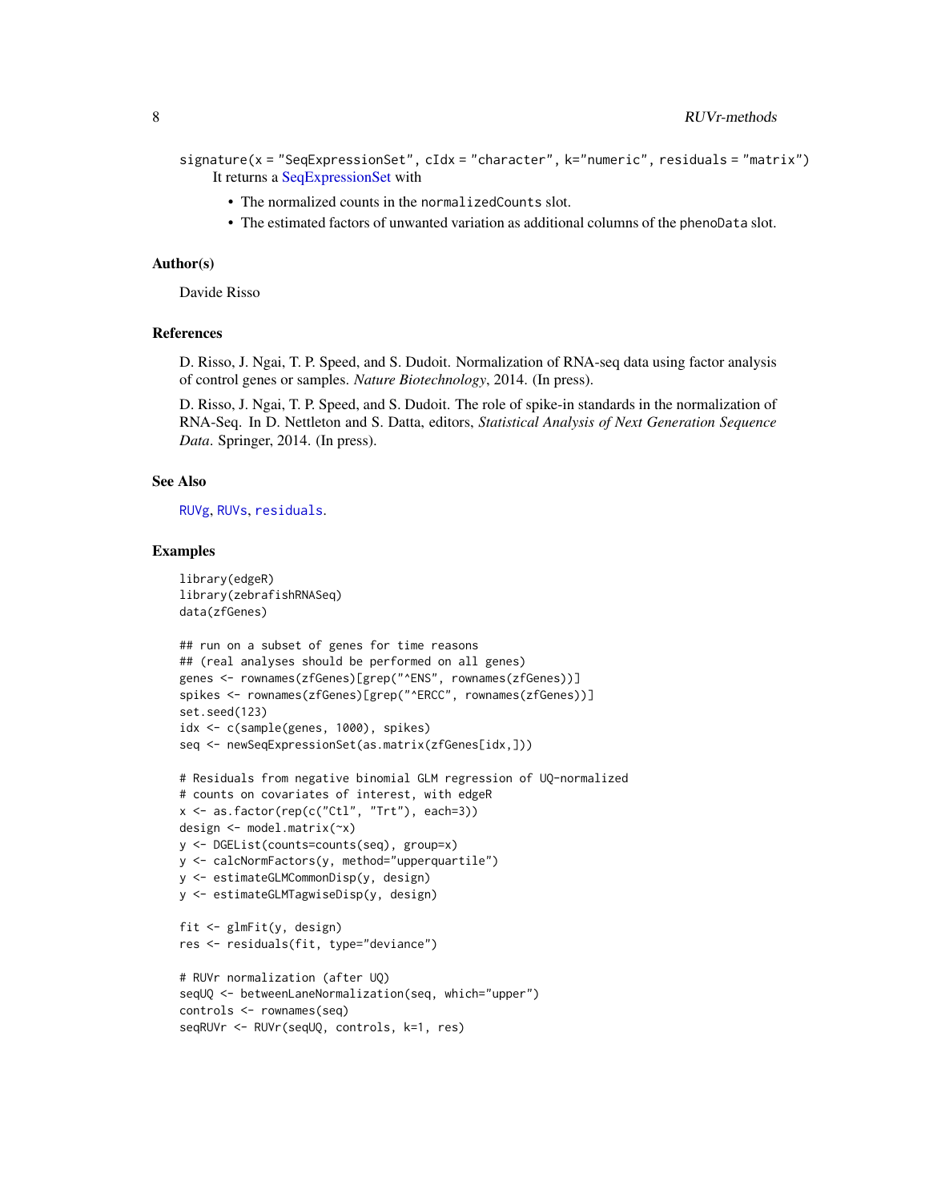`signature(x = "SeqExpressionSet", cIdx = "character", k="numeric", residuals = "matrix")`
It returns a SeqExpressionSet with

- The normalized counts in the `normalizedCounts` slot.
- The estimated factors of unwanted variation as additional columns of the `phenoData` slot.

### Author(s)

Davide Risso

### References

D. Risso, J. Ngai, T. P. Speed, and S. Dudoit. Normalization of RNA-seq data using factor analysis of control genes or samples. *Nature Biotechnology*, 2014. (In press).

D. Risso, J. Ngai, T. P. Speed, and S. Dudoit. The role of spike-in standards in the normalization of RNA-Seq. In D. Nettleton and S. Datta, editors, *Statistical Analysis of Next Generation Sequence Data*. Springer, 2014. (In press).

### See Also

`RUVg`, `RUVs`, `residuals`.

### Examples

```
library(edgeR)
library(zebrafishRNASeq)
data(zfGenes)

## run on a subset of genes for time reasons
## (real analyses should be performed on all genes)
genes <- rownames(zfGenes)[grep("^ENS", rownames(zfGenes))]
spikes <- rownames(zfGenes)[grep("^ERCC", rownames(zfGenes))]
set.seed(123)
idx <- c(sample(genes, 1000), spikes)
seq <- newSeqExpressionSet(as.matrix(zfGenes[idx,]))

# Residuals from negative binomial GLM regression of UQ-normalized
# counts on covariates of interest, with edgeR
x <- as.factor(rep(c("Ctl", "Trt"), each=3))
design <- model.matrix(~x)
y <- DGEList(counts=counts(seq), group=x)
y <- calcNormFactors(y, method="upperquartile")
y <- estimateGLMCommonDisp(y, design)
y <- estimateGLMTagwiseDisp(y, design)

fit <- glmFit(y, design)
res <- residuals(fit, type="deviance")

# RUVr normalization (after UQ)
seqUQ <- betweenLaneNormalization(seq, which="upper")
controls <- rownames(seq)
seqRUVr <- RUVr(seqUQ, controls, k=1, res)
```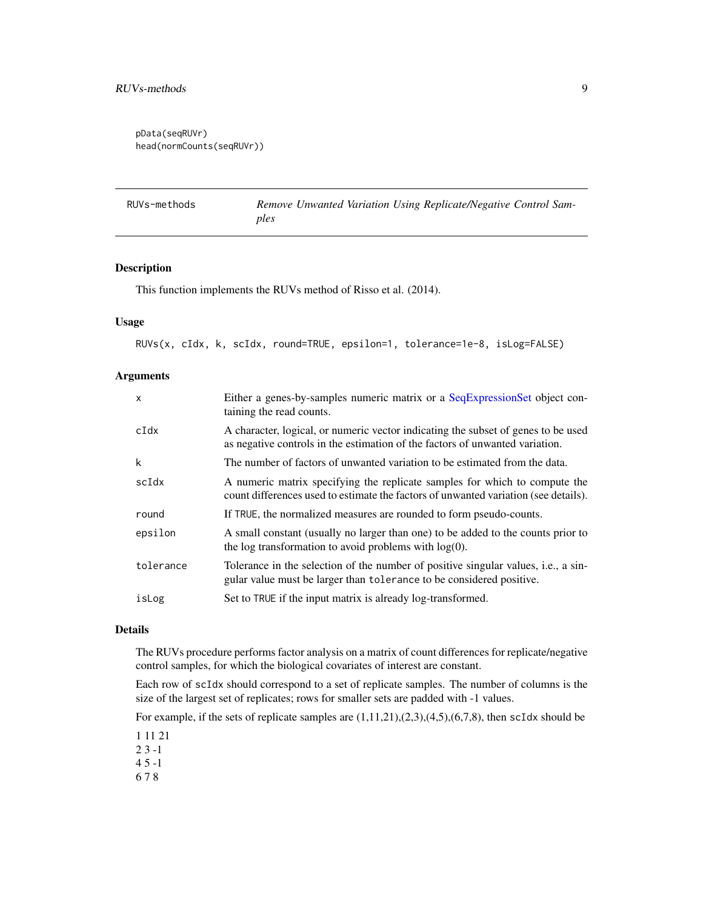```
pData(seqRUVr)
head(normCounts(seqRUVr))
```

## RUVs-methods — *Remove Unwanted Variation Using Replicate/Negative Control Samples*

### Description

This function implements the RUVs method of Risso et al. (2014).

### Usage

```
RUVs(x, cIdx, k, scIdx, round=TRUE, epsilon=1, tolerance=1e-8, isLog=FALSE)
```

### Arguments

| | |
|---|---|
| `x` | Either a genes-by-samples numeric matrix or a SeqExpressionSet object containing the read counts. |
| `cIdx` | A character, logical, or numeric vector indicating the subset of genes to be used as negative controls in the estimation of the factors of unwanted variation. |
| `k` | The number of factors of unwanted variation to be estimated from the data. |
| `scIdx` | A numeric matrix specifying the replicate samples for which to compute the count differences used to estimate the factors of unwanted variation (see details). |
| `round` | If `TRUE`, the normalized measures are rounded to form pseudo-counts. |
| `epsilon` | A small constant (usually no larger than one) to be added to the counts prior to the log transformation to avoid problems with log(0). |
| `tolerance` | Tolerance in the selection of the number of positive singular values, i.e., a singular value must be larger than `tolerance` to be considered positive. |
| `isLog` | Set to `TRUE` if the input matrix is already log-transformed. |

### Details

The RUVs procedure performs factor analysis on a matrix of count differences for replicate/negative control samples, for which the biological covariates of interest are constant.

Each row of `scIdx` should correspond to a set of replicate samples. The number of columns is the size of the largest set of replicates; rows for smaller sets are padded with -1 values.

For example, if the sets of replicate samples are (1,11,21),(2,3),(4,5),(6,7,8), then `scIdx` should be

1 11 21
2 3 -1
4 5 -1
6 7 8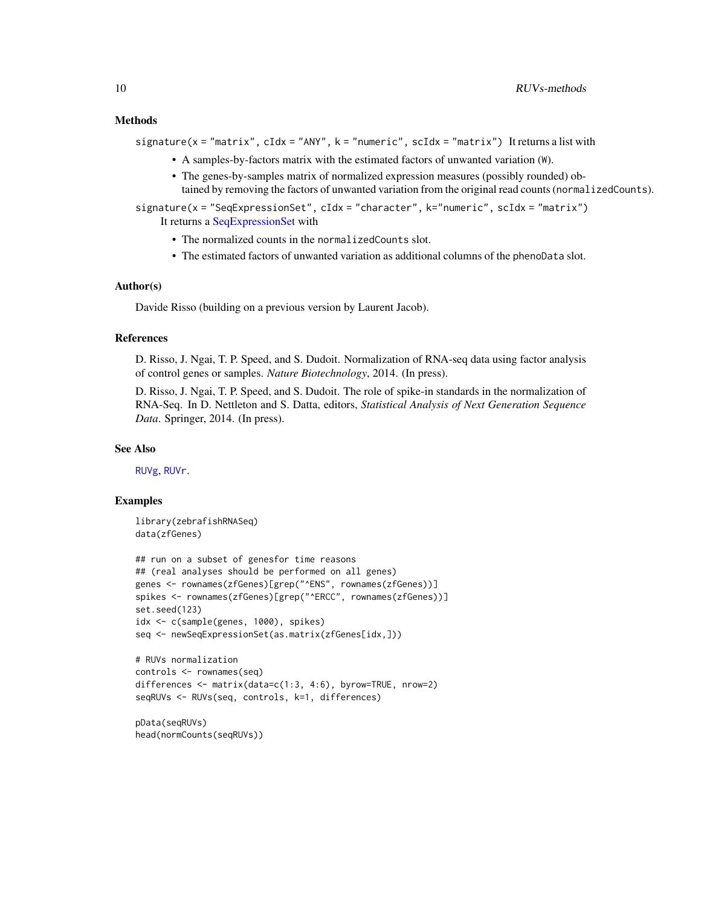## Methods

`signature(x = "matrix", cIdx = "ANY", k = "numeric", scIdx = "matrix")` It returns a list with

- A samples-by-factors matrix with the estimated factors of unwanted variation (`W`).
- The genes-by-samples matrix of normalized expression measures (possibly rounded) obtained by removing the factors of unwanted variation from the original read counts (`normalizedCounts`).

`signature(x = "SeqExpressionSet", cIdx = "character", k="numeric", scIdx = "matrix")`
It returns a SeqExpressionSet with

- The normalized counts in the `normalizedCounts` slot.
- The estimated factors of unwanted variation as additional columns of the `phenoData` slot.

## Author(s)

Davide Risso (building on a previous version by Laurent Jacob).

## References

D. Risso, J. Ngai, T. P. Speed, and S. Dudoit. Normalization of RNA-seq data using factor analysis of control genes or samples. *Nature Biotechnology*, 2014. (In press).

D. Risso, J. Ngai, T. P. Speed, and S. Dudoit. The role of spike-in standards in the normalization of RNA-Seq. In D. Nettleton and S. Datta, editors, *Statistical Analysis of Next Generation Sequence Data*. Springer, 2014. (In press).

## See Also

`RUVg`, `RUVr`.

## Examples

```
library(zebrafishRNASeq)
data(zfGenes)

## run on a subset of genesfor time reasons
## (real analyses should be performed on all genes)
genes <- rownames(zfGenes)[grep("^ENS", rownames(zfGenes))]
spikes <- rownames(zfGenes)[grep("^ERCC", rownames(zfGenes))]
set.seed(123)
idx <- c(sample(genes, 1000), spikes)
seq <- newSeqExpressionSet(as.matrix(zfGenes[idx,]))

# RUVs normalization
controls <- rownames(seq)
differences <- matrix(data=c(1:3, 4:6), byrow=TRUE, nrow=2)
seqRUVs <- RUVs(seq, controls, k=1, differences)

pData(seqRUVs)
head(normCounts(seqRUVs))
```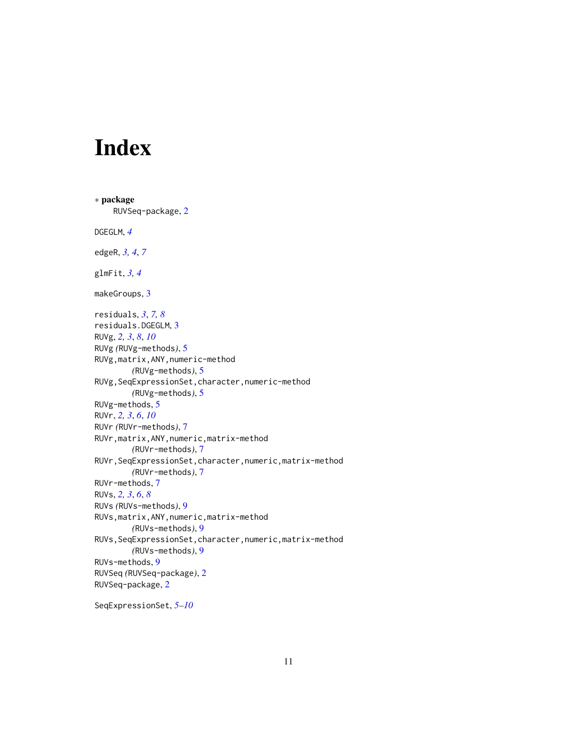# Index

∗ **package**
    RUVSeq-package, 2

DGEGLM, *4*

edgeR, *3, 4*, *7*

glmFit, *3, 4*

makeGroups, 3

residuals, *3*, *7, 8*
residuals.DGEGLM, 3
RUVg, *2, 3*, *8*, *10*
RUVg *(*RUVg-methods*)*, 5
RUVg,matrix,ANY,numeric-method
        *(*RUVg-methods*)*, 5
RUVg,SeqExpressionSet,character,numeric-method
        *(*RUVg-methods*)*, 5
RUVg-methods, 5
RUVr, *2, 3*, *6*, *10*
RUVr *(*RUVr-methods*)*, 7
RUVr,matrix,ANY,numeric,matrix-method
        *(*RUVr-methods*)*, 7
RUVr,SeqExpressionSet,character,numeric,matrix-method
        *(*RUVr-methods*)*, 7
RUVr-methods, 7
RUVs, *2, 3*, *6*, *8*
RUVs *(*RUVs-methods*)*, 9
RUVs,matrix,ANY,numeric,matrix-method
        *(*RUVs-methods*)*, 9
RUVs,SeqExpressionSet,character,numeric,matrix-method
        *(*RUVs-methods*)*, 9
RUVs-methods, 9
RUVSeq *(*RUVSeq-package*)*, 2
RUVSeq-package, 2

SeqExpressionSet, *5–10*